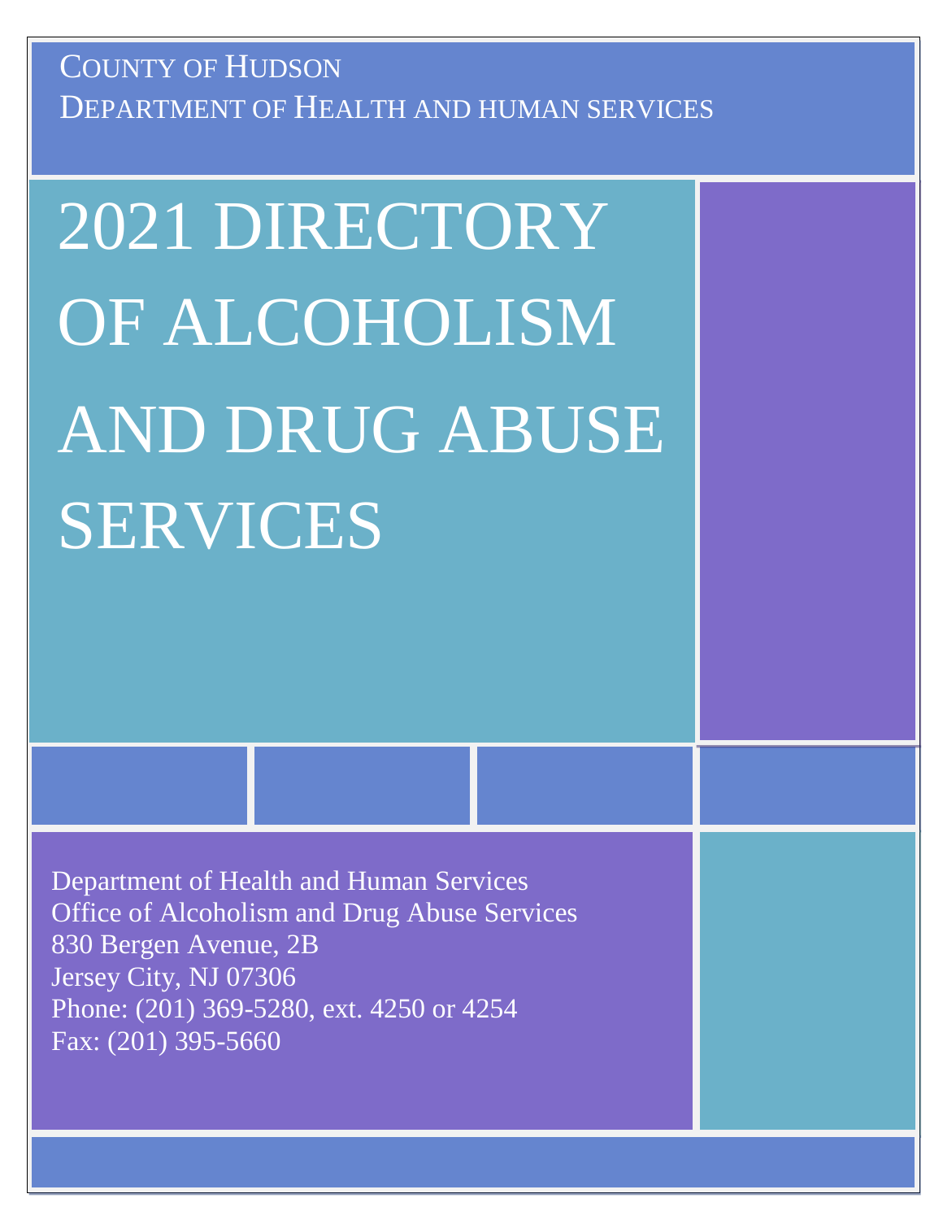County of Hudson

Department of Health and human services

# 2021 DIRECTORY OF ALCOHOLISM AND DRUG ABUSE SERVICES

Department of Health and Human Services
Office of Alcoholism and Drug Abuse Services
830 Bergen Avenue, 2B
Jersey City, NJ 07306
Phone: (201) 369-5280, ext. 4250 or 4254
Fax: (201) 395-5660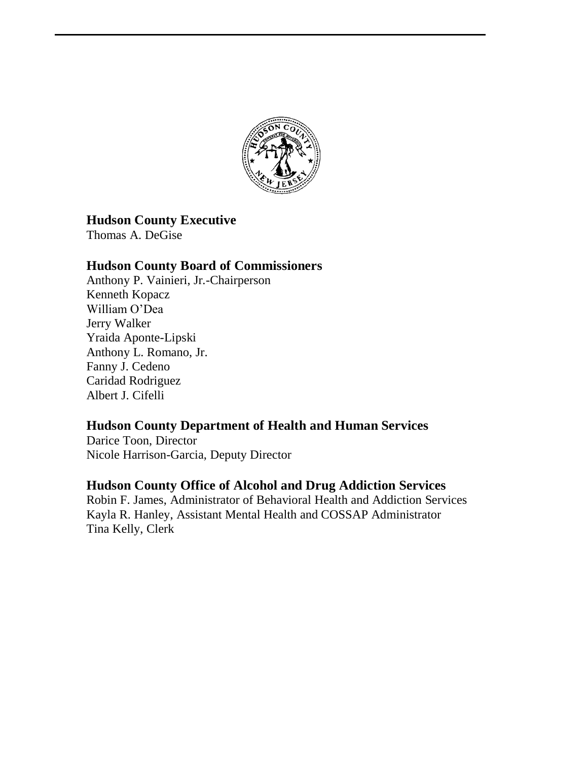## Hudson County Executive

Thomas A. DeGise

## Hudson County Board of Commissioners

Anthony P. Vainieri, Jr.-Chairperson
Kenneth Kopacz
William O'Dea
Jerry Walker
Yraida Aponte-Lipski
Anthony L. Romano, Jr.
Fanny J. Cedeno
Caridad Rodriguez
Albert J. Cifelli

## Hudson County Department of Health and Human Services

Darice Toon, Director
Nicole Harrison-Garcia, Deputy Director

## Hudson County Office of Alcohol and Drug Addiction Services

Robin F. James, Administrator of Behavioral Health and Addiction Services
Kayla R. Hanley, Assistant Mental Health and COSSAP Administrator
Tina Kelly, Clerk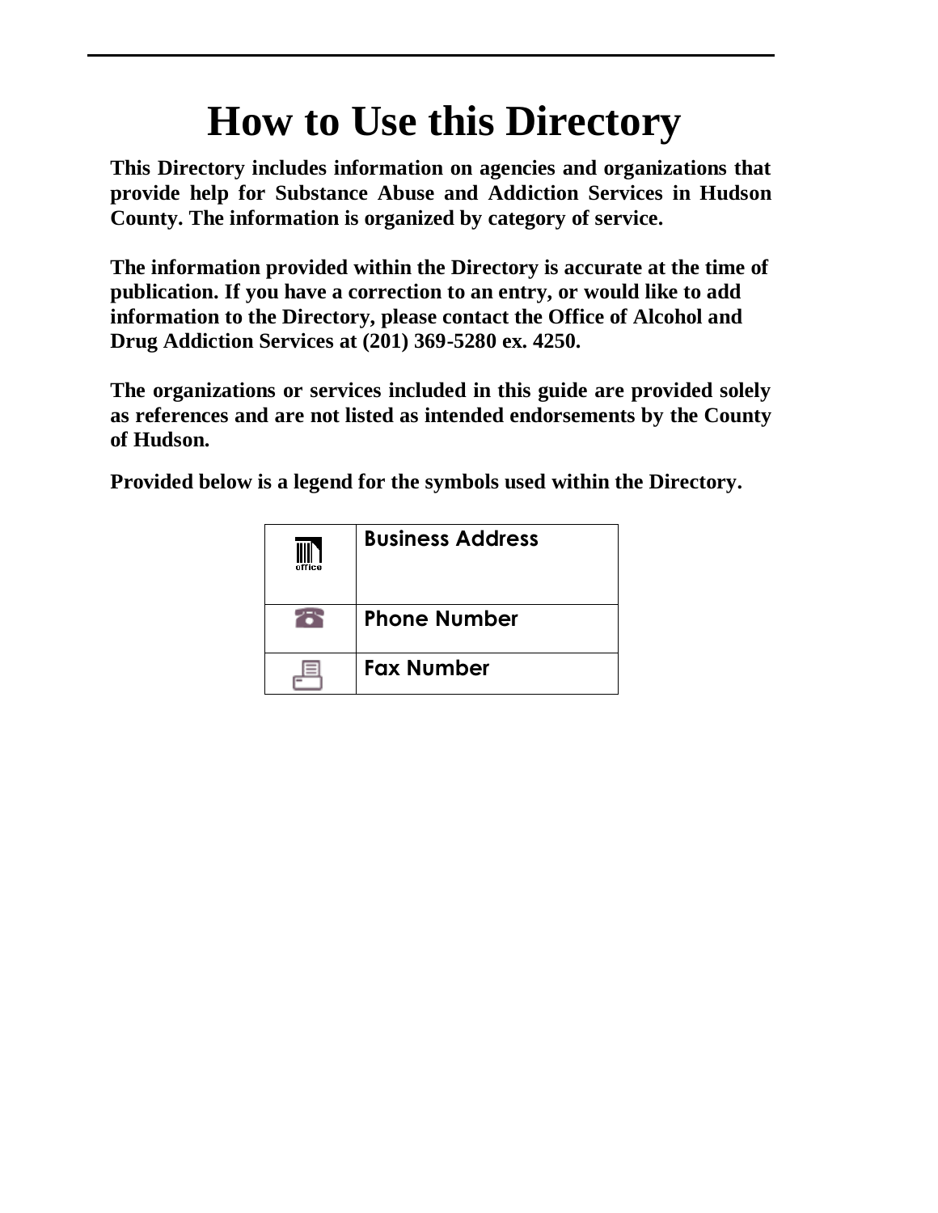# How to Use this Directory

**This Directory includes information on agencies and organizations that provide help for Substance Abuse and Addiction Services in Hudson County. The information is organized by category of service.**

**The information provided within the Directory is accurate at the time of publication. If you have a correction to an entry, or would like to add information to the Directory, please contact the Office of Alcohol and Drug Addiction Services at (201) 369-5280 ex. 4250.**

**The organizations or services included in this guide are provided solely as references and are not listed as intended endorsements by the County of Hudson.**

**Provided below is a legend for the symbols used within the Directory.**

| Symbol | Meaning |
|---|---|
| office | **Business Address** |
| ☎ | **Phone Number** |
| 🖷 | **Fax Number** |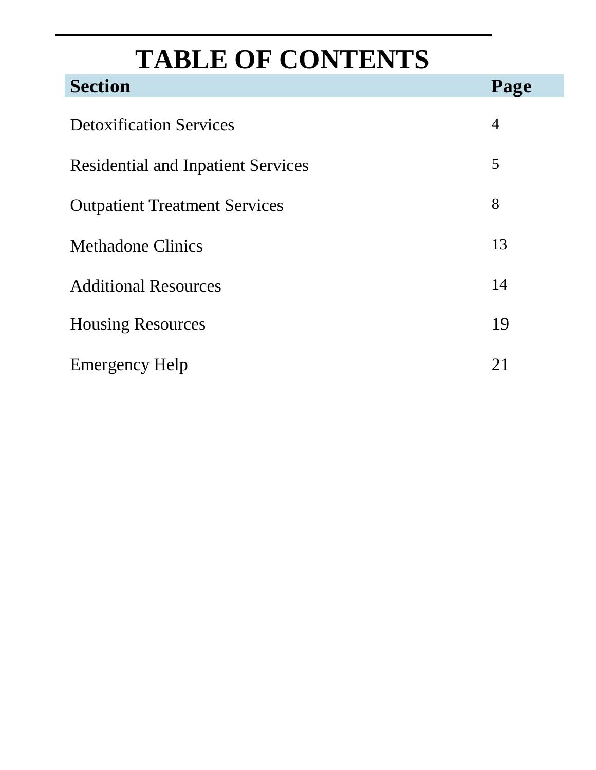# TABLE OF CONTENTS

| Section | Page |
|---|---|
| Detoxification Services | 4 |
| Residential and Inpatient Services | 5 |
| Outpatient Treatment Services | 8 |
| Methadone Clinics | 13 |
| Additional Resources | 14 |
| Housing Resources | 19 |
| Emergency Help | 21 |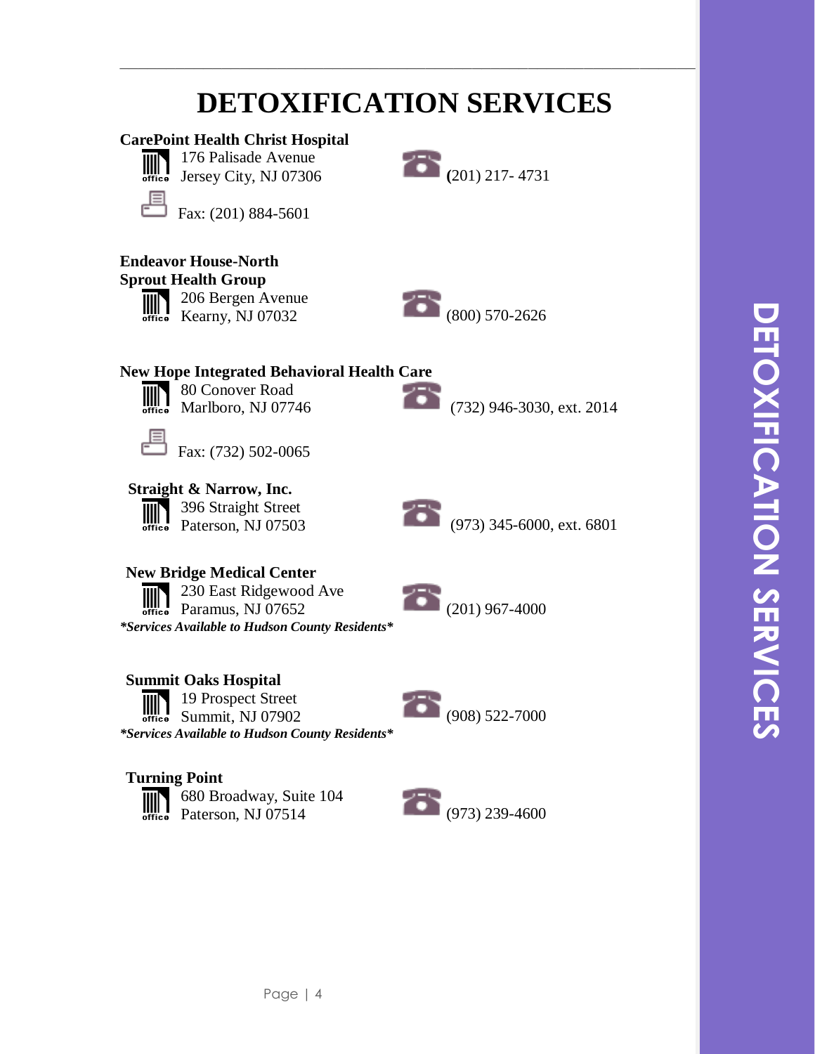# DETOXIFICATION SERVICES

**CarePoint Health Christ Hospital**
176 Palisade Avenue
Jersey City, NJ 07306
(201) 217- 4731
Fax: (201) 884-5601

**Endeavor House-North**
**Sprout Health Group**
206 Bergen Avenue
Kearny, NJ 07032
(800) 570-2626

**New Hope Integrated Behavioral Health Care**
80 Conover Road
Marlboro, NJ 07746
(732) 946-3030, ext. 2014
Fax: (732) 502-0065

**Straight & Narrow, Inc.**
396 Straight Street
Paterson, NJ 07503
(973) 345-6000, ext. 6801

**New Bridge Medical Center**
230 East Ridgewood Ave
Paramus, NJ 07652
(201) 967-4000
***Services Available to Hudson County Residents***

**Summit Oaks Hospital**
19 Prospect Street
Summit, NJ 07902
(908) 522-7000
***Services Available to Hudson County Residents***

**Turning Point**
680 Broadway, Suite 104
Paterson, NJ 07514
(973) 239-4600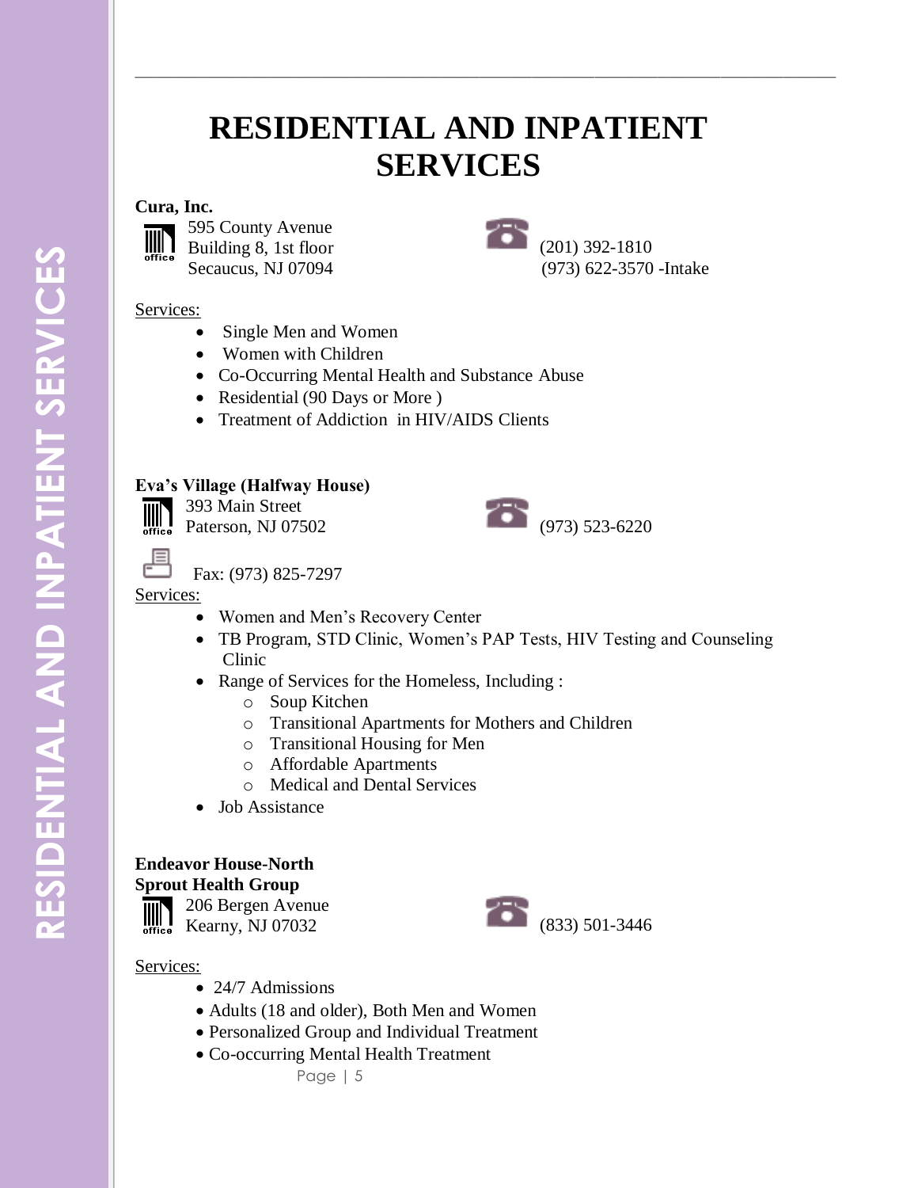# RESIDENTIAL AND INPATIENT SERVICES

**Cura, Inc.**

595 County Avenue
Building 8, 1st floor
Secaucus, NJ 07094

(201) 392-1810
(973) 622-3570 -Intake

Services:

- Single Men and Women
- Women with Children
- Co-Occurring Mental Health and Substance Abuse
- Residential (90 Days or More )
- Treatment of Addiction in HIV/AIDS Clients

**Eva's Village (Halfway House)**

393 Main Street
Paterson, NJ 07502

(973) 523-6220

Fax: (973) 825-7297

Services:

- Women and Men's Recovery Center
- TB Program, STD Clinic, Women's PAP Tests, HIV Testing and Counseling Clinic
- Range of Services for the Homeless, Including :
  - Soup Kitchen
  - Transitional Apartments for Mothers and Children
  - Transitional Housing for Men
  - Affordable Apartments
  - Medical and Dental Services
- Job Assistance

**Endeavor House-North**
**Sprout Health Group**

206 Bergen Avenue
Kearny, NJ 07032

(833) 501-3446

Services:

- 24/7 Admissions
- Adults (18 and older), Both Men and Women
- Personalized Group and Individual Treatment
- Co-occurring Mental Health Treatment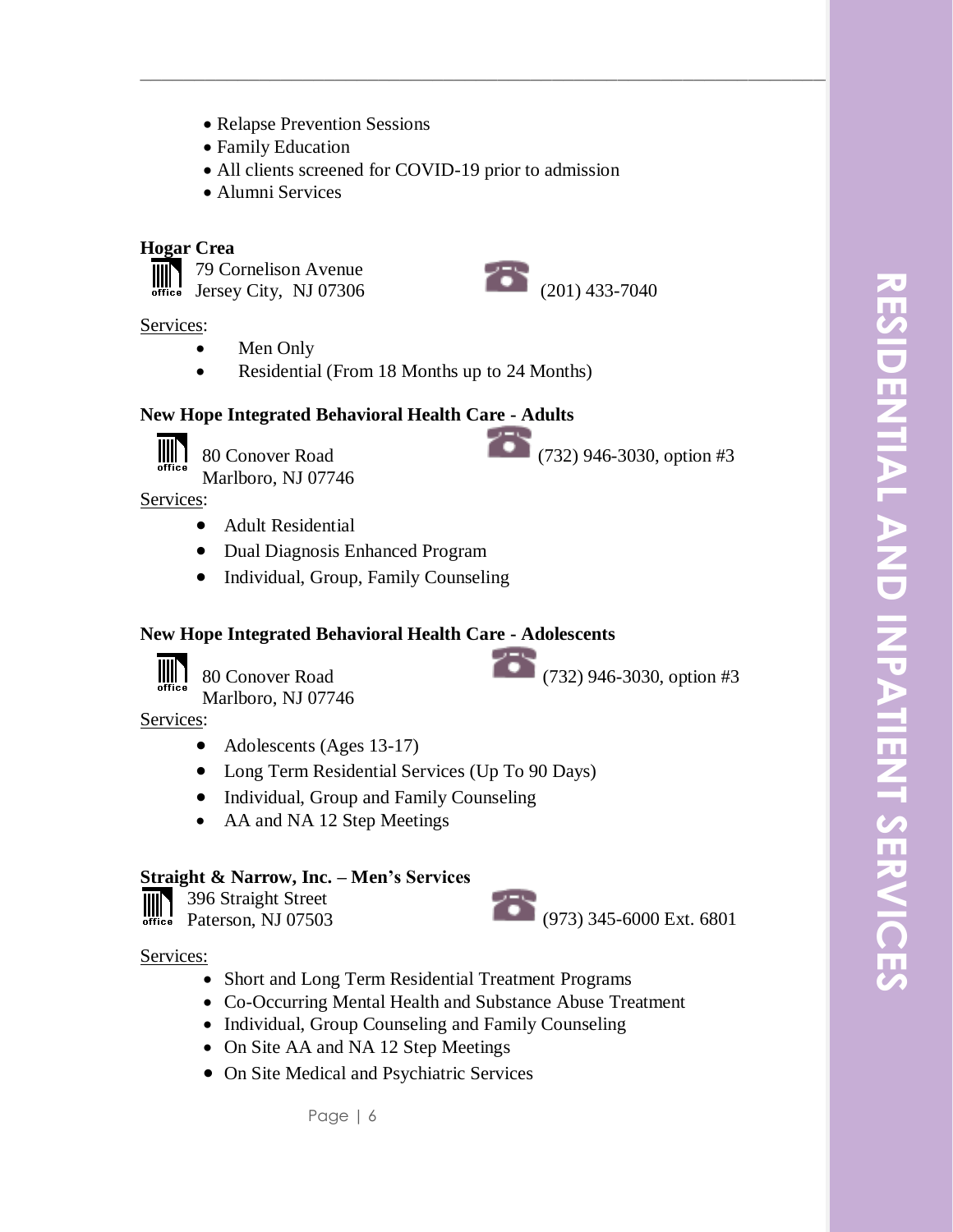- Relapse Prevention Sessions
- Family Education
- All clients screened for COVID-19 prior to admission
- Alumni Services

**Hogar Crea**

79 Cornelison Avenue
Jersey City, NJ 07306

(201) 433-7040

Services:

- Men Only
- Residential (From 18 Months up to 24 Months)

**New Hope Integrated Behavioral Health Care - Adults**

80 Conover Road
Marlboro, NJ 07746

(732) 946-3030, option #3

Services:

- Adult Residential
- Dual Diagnosis Enhanced Program
- Individual, Group, Family Counseling

**New Hope Integrated Behavioral Health Care - Adolescents**

80 Conover Road
Marlboro, NJ 07746

(732) 946-3030, option #3

Services:

- Adolescents (Ages 13-17)
- Long Term Residential Services (Up To 90 Days)
- Individual, Group and Family Counseling
- AA and NA 12 Step Meetings

**Straight & Narrow, Inc. – Men's Services**

396 Straight Street
Paterson, NJ 07503

(973) 345-6000 Ext. 6801

Services:

- Short and Long Term Residential Treatment Programs
- Co-Occurring Mental Health and Substance Abuse Treatment
- Individual, Group Counseling and Family Counseling
- On Site AA and NA 12 Step Meetings
- On Site Medical and Psychiatric Services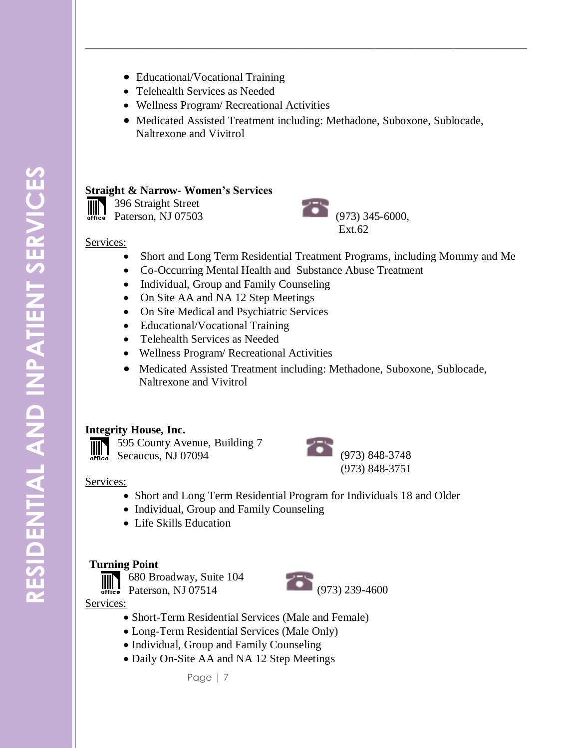- Educational/Vocational Training
- Telehealth Services as Needed
- Wellness Program/ Recreational Activities
- Medicated Assisted Treatment including: Methadone, Suboxone, Sublocade, Naltrexone and Vivitrol

**Straight & Narrow- Women's Services**

396 Straight Street
Paterson, NJ 07503

(973) 345-6000, Ext.62

Services:

- Short and Long Term Residential Treatment Programs, including Mommy and Me
- Co-Occurring Mental Health and Substance Abuse Treatment
- Individual, Group and Family Counseling
- On Site AA and NA 12 Step Meetings
- On Site Medical and Psychiatric Services
- Educational/Vocational Training
- Telehealth Services as Needed
- Wellness Program/ Recreational Activities
- Medicated Assisted Treatment including: Methadone, Suboxone, Sublocade, Naltrexone and Vivitrol

**Integrity House, Inc.**

595 County Avenue, Building 7
Secaucus, NJ 07094

(973) 848-3748
(973) 848-3751

Services:

- Short and Long Term Residential Program for Individuals 18 and Older
- Individual, Group and Family Counseling
- Life Skills Education

**Turning Point**

680 Broadway, Suite 104
Paterson, NJ 07514

(973) 239-4600

Services:

- Short-Term Residential Services (Male and Female)
- Long-Term Residential Services (Male Only)
- Individual, Group and Family Counseling
- Daily On-Site AA and NA 12 Step Meetings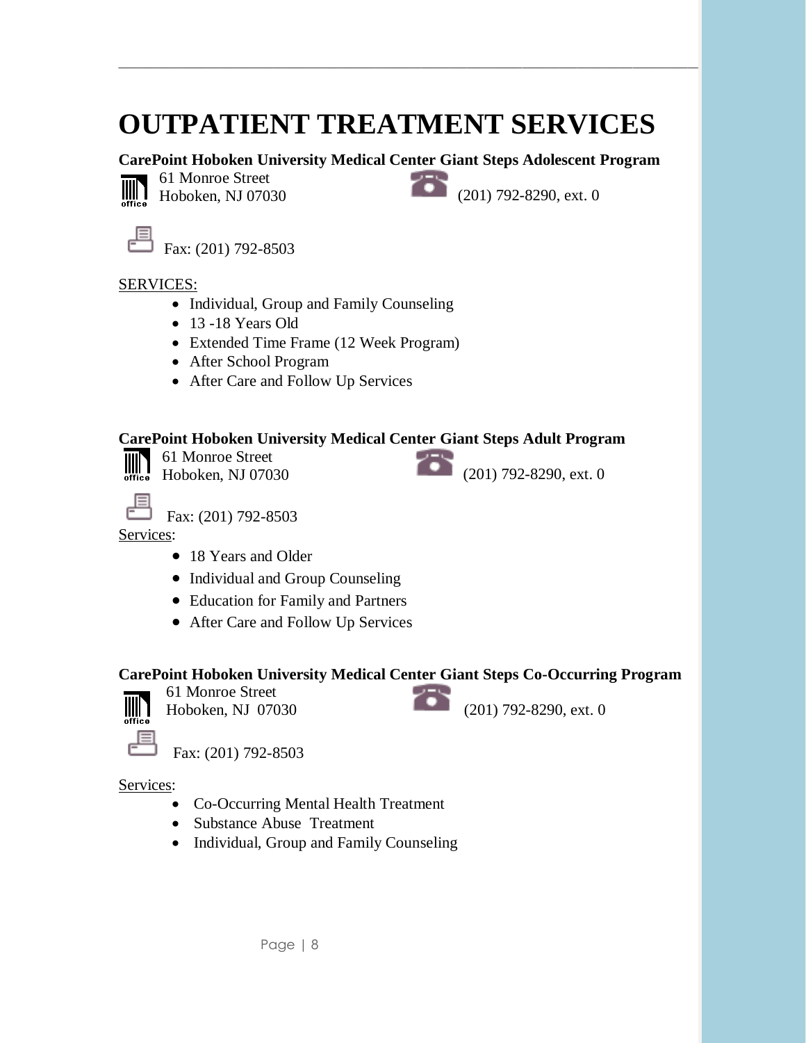# OUTPATIENT TREATMENT SERVICES

**CarePoint Hoboken University Medical Center Giant Steps Adolescent Program**

61 Monroe Street
Hoboken, NJ 07030

(201) 792-8290, ext. 0

Fax: (201) 792-8503

SERVICES:

- Individual, Group and Family Counseling
- 13 -18 Years Old
- Extended Time Frame (12 Week Program)
- After School Program
- After Care and Follow Up Services

**CarePoint Hoboken University Medical Center Giant Steps Adult Program**

61 Monroe Street
Hoboken, NJ 07030

(201) 792-8290, ext. 0

Fax: (201) 792-8503

Services:

- 18 Years and Older
- Individual and Group Counseling
- Education for Family and Partners
- After Care and Follow Up Services

**CarePoint Hoboken University Medical Center Giant Steps Co-Occurring Program**

61 Monroe Street
Hoboken, NJ 07030

(201) 792-8290, ext. 0

Fax: (201) 792-8503

Services:

- Co-Occurring Mental Health Treatment
- Substance Abuse Treatment
- Individual, Group and Family Counseling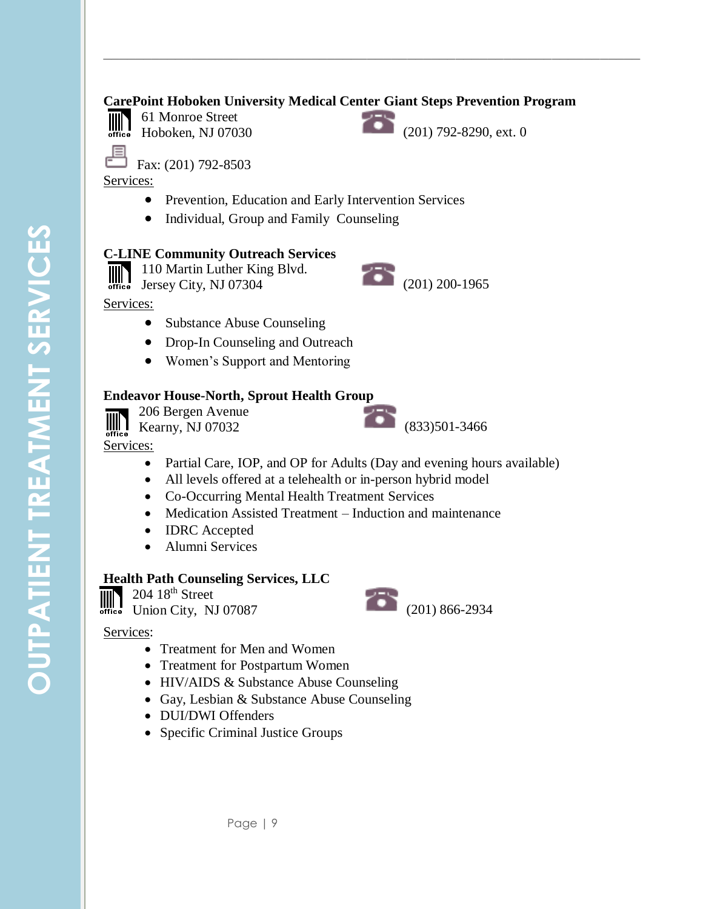**CarePoint Hoboken University Medical Center Giant Steps Prevention Program**

61 Monroe Street
Hoboken, NJ 07030

(201) 792-8290, ext. 0

Fax: (201) 792-8503

Services:

- Prevention, Education and Early Intervention Services
- Individual, Group and Family Counseling

**C-LINE Community Outreach Services**

110 Martin Luther King Blvd.
Jersey City, NJ 07304

(201) 200-1965

Services:

- Substance Abuse Counseling
- Drop-In Counseling and Outreach
- Women's Support and Mentoring

**Endeavor House-North, Sprout Health Group**

206 Bergen Avenue
Kearny, NJ 07032

(833)501-3466

Services:

- Partial Care, IOP, and OP for Adults (Day and evening hours available)
- All levels offered at a telehealth or in-person hybrid model
- Co-Occurring Mental Health Treatment Services
- Medication Assisted Treatment – Induction and maintenance
- IDRC Accepted
- Alumni Services

**Health Path Counseling Services, LLC**

204 18th Street
Union City, NJ 07087

(201) 866-2934

Services:

- Treatment for Men and Women
- Treatment for Postpartum Women
- HIV/AIDS & Substance Abuse Counseling
- Gay, Lesbian & Substance Abuse Counseling
- DUI/DWI Offenders
- Specific Criminal Justice Groups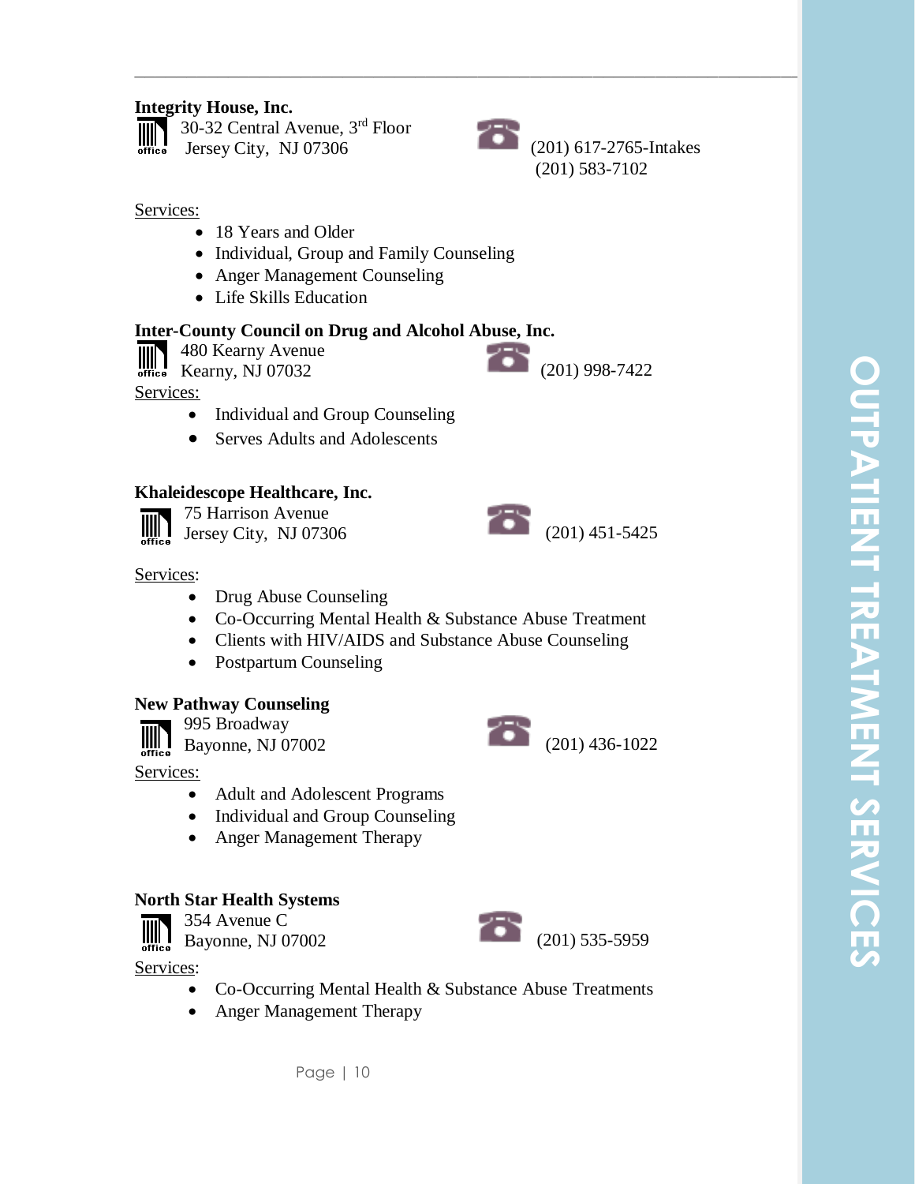### Integrity House, Inc.

30-32 Central Avenue, 3rd Floor
Jersey City, NJ 07306

(201) 617-2765-Intakes
(201) 583-7102

Services:

- 18 Years and Older
- Individual, Group and Family Counseling
- Anger Management Counseling
- Life Skills Education

### Inter-County Council on Drug and Alcohol Abuse, Inc.

480 Kearny Avenue
Kearny, NJ 07032

(201) 998-7422

Services:

- Individual and Group Counseling
- Serves Adults and Adolescents

### Khaleidescope Healthcare, Inc.

75 Harrison Avenue
Jersey City, NJ 07306

(201) 451-5425

Services:

- Drug Abuse Counseling
- Co-Occurring Mental Health & Substance Abuse Treatment
- Clients with HIV/AIDS and Substance Abuse Counseling
- Postpartum Counseling

### New Pathway Counseling

995 Broadway
Bayonne, NJ 07002

(201) 436-1022

Services:

- Adult and Adolescent Programs
- Individual and Group Counseling
- Anger Management Therapy

### North Star Health Systems

354 Avenue C
Bayonne, NJ 07002

(201) 535-5959

Services:

- Co-Occurring Mental Health & Substance Abuse Treatments
- Anger Management Therapy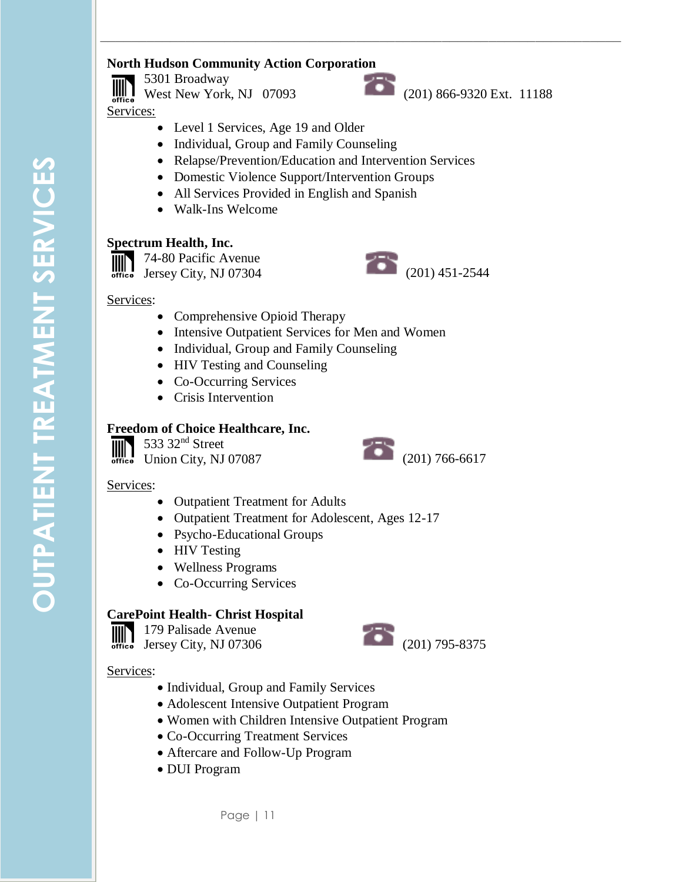## North Hudson Community Action Corporation

5301 Broadway
West New York, NJ 07093

(201) 866-9320 Ext. 11188

Services:

- Level 1 Services, Age 19 and Older
- Individual, Group and Family Counseling
- Relapse/Prevention/Education and Intervention Services
- Domestic Violence Support/Intervention Groups
- All Services Provided in English and Spanish
- Walk-Ins Welcome

## Spectrum Health, Inc.

74-80 Pacific Avenue
Jersey City, NJ 07304

(201) 451-2544

Services:

- Comprehensive Opioid Therapy
- Intensive Outpatient Services for Men and Women
- Individual, Group and Family Counseling
- HIV Testing and Counseling
- Co-Occurring Services
- Crisis Intervention

## Freedom of Choice Healthcare, Inc.

533 32nd Street
Union City, NJ 07087

(201) 766-6617

Services:

- Outpatient Treatment for Adults
- Outpatient Treatment for Adolescent, Ages 12-17
- Psycho-Educational Groups
- HIV Testing
- Wellness Programs
- Co-Occurring Services

## CarePoint Health- Christ Hospital

179 Palisade Avenue
Jersey City, NJ 07306

(201) 795-8375

Services:

- Individual, Group and Family Services
- Adolescent Intensive Outpatient Program
- Women with Children Intensive Outpatient Program
- Co-Occurring Treatment Services
- Aftercare and Follow-Up Program
- DUI Program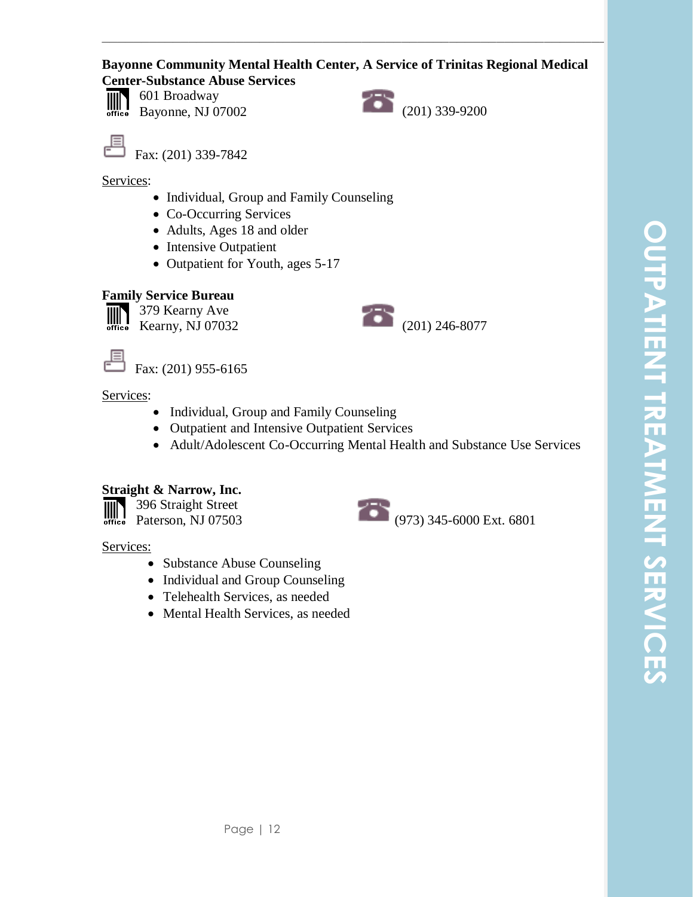**Bayonne Community Mental Health Center, A Service of Trinitas Regional Medical Center-Substance Abuse Services**

601 Broadway
Bayonne, NJ 07002

(201) 339-9200

Fax: (201) 339-7842

Services:

- Individual, Group and Family Counseling
- Co-Occurring Services
- Adults, Ages 18 and older
- Intensive Outpatient
- Outpatient for Youth, ages 5-17

**Family Service Bureau**

379 Kearny Ave
Kearny, NJ 07032

(201) 246-8077

Fax: (201) 955-6165

Services:

- Individual, Group and Family Counseling
- Outpatient and Intensive Outpatient Services
- Adult/Adolescent Co-Occurring Mental Health and Substance Use Services

**Straight & Narrow, Inc.**

396 Straight Street
Paterson, NJ 07503

(973) 345-6000 Ext. 6801

Services:

- Substance Abuse Counseling
- Individual and Group Counseling
- Telehealth Services, as needed
- Mental Health Services, as needed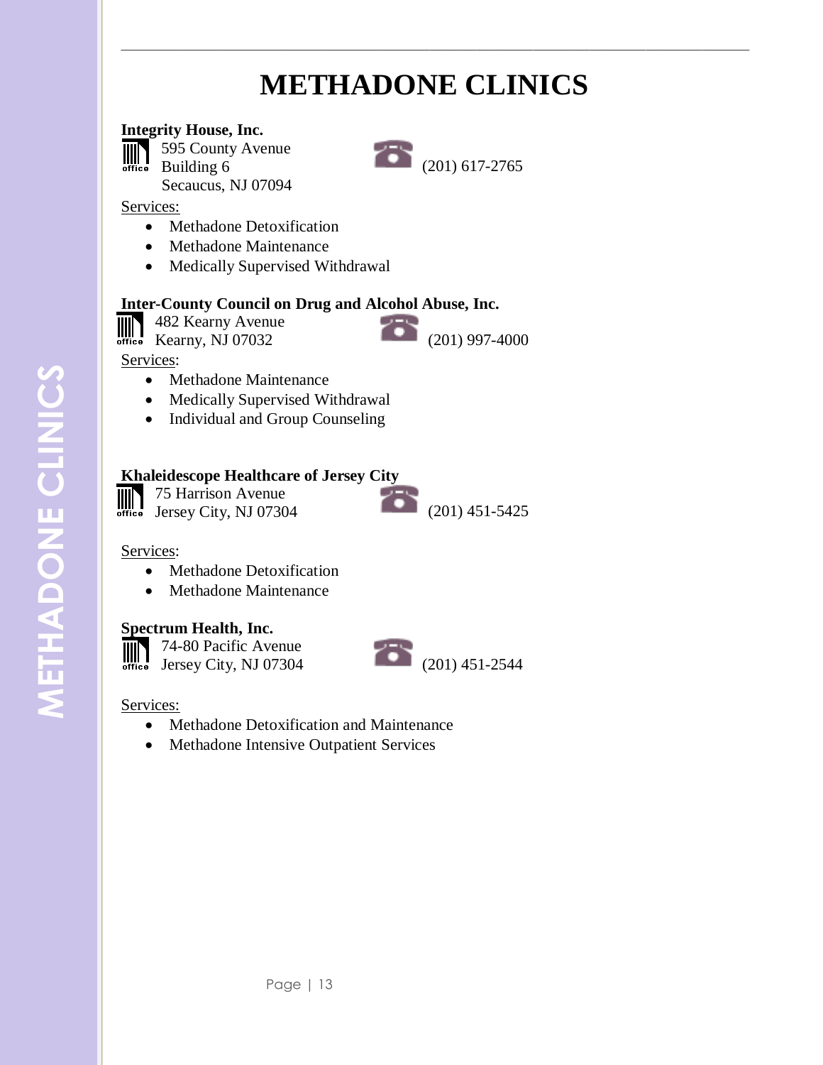# METHADONE CLINICS

**Integrity House, Inc.**

595 County Avenue
Building 6
Secaucus, NJ 07094

(201) 617-2765

Services:

- Methadone Detoxification
- Methadone Maintenance
- Medically Supervised Withdrawal

**Inter-County Council on Drug and Alcohol Abuse, Inc.**

482 Kearny Avenue
Kearny, NJ 07032

(201) 997-4000

Services:

- Methadone Maintenance
- Medically Supervised Withdrawal
- Individual and Group Counseling

**Khaleidescope Healthcare of Jersey City**

75 Harrison Avenue
Jersey City, NJ 07304

(201) 451-5425

Services:

- Methadone Detoxification
- Methadone Maintenance

**Spectrum Health, Inc.**

74-80 Pacific Avenue
Jersey City, NJ 07304

(201) 451-2544

Services:

- Methadone Detoxification and Maintenance
- Methadone Intensive Outpatient Services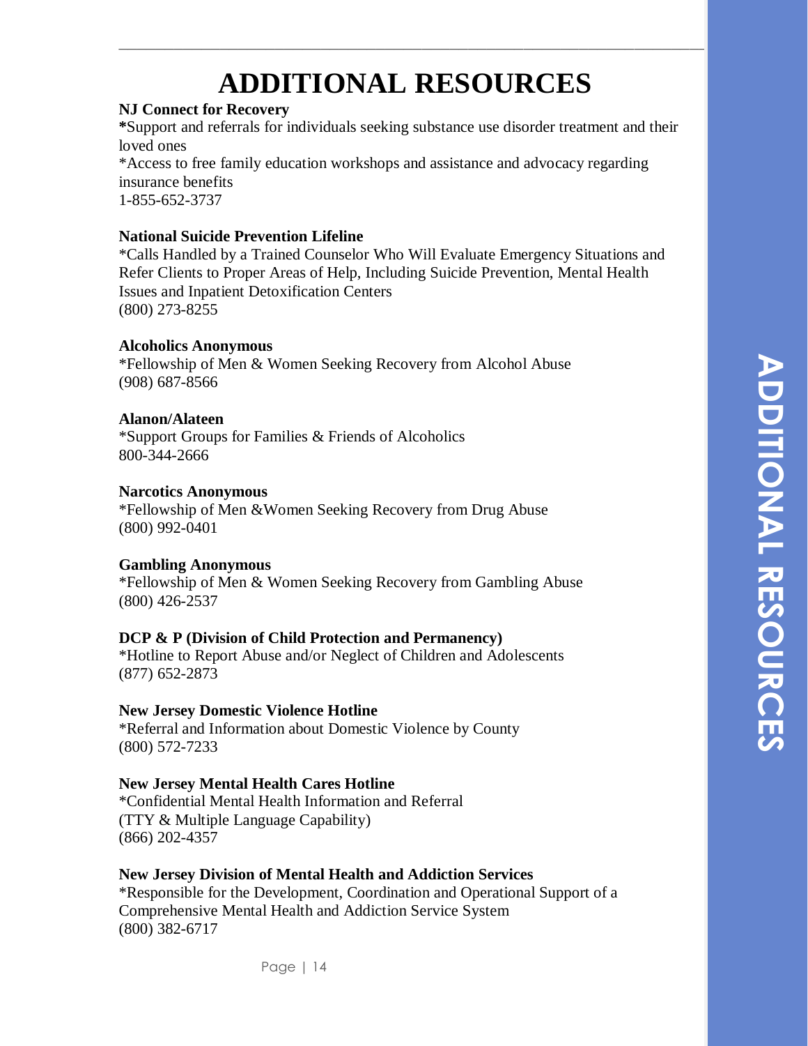# ADDITIONAL RESOURCES

**NJ Connect for Recovery**
***Support and referrals for individuals seeking substance use disorder treatment and their loved ones**
*Access to free family education workshops and assistance and advocacy regarding insurance benefits
1-855-652-3737

**National Suicide Prevention Lifeline**
*Calls Handled by a Trained Counselor Who Will Evaluate Emergency Situations and Refer Clients to Proper Areas of Help, Including Suicide Prevention, Mental Health Issues and Inpatient Detoxification Centers
(800) 273-8255

**Alcoholics Anonymous**
*Fellowship of Men & Women Seeking Recovery from Alcohol Abuse
(908) 687-8566

**Alanon/Alateen**
*Support Groups for Families & Friends of Alcoholics
800-344-2666

**Narcotics Anonymous**
*Fellowship of Men &Women Seeking Recovery from Drug Abuse
(800) 992-0401

**Gambling Anonymous**
*Fellowship of Men & Women Seeking Recovery from Gambling Abuse
(800) 426-2537

**DCP & P (Division of Child Protection and Permanency)**
*Hotline to Report Abuse and/or Neglect of Children and Adolescents
(877) 652-2873

**New Jersey Domestic Violence Hotline**
*Referral and Information about Domestic Violence by County
(800) 572-7233

**New Jersey Mental Health Cares Hotline**
*Confidential Mental Health Information and Referral
(TTY & Multiple Language Capability)
(866) 202-4357

**New Jersey Division of Mental Health and Addiction Services**
*Responsible for the Development, Coordination and Operational Support of a Comprehensive Mental Health and Addiction Service System
(800) 382-6717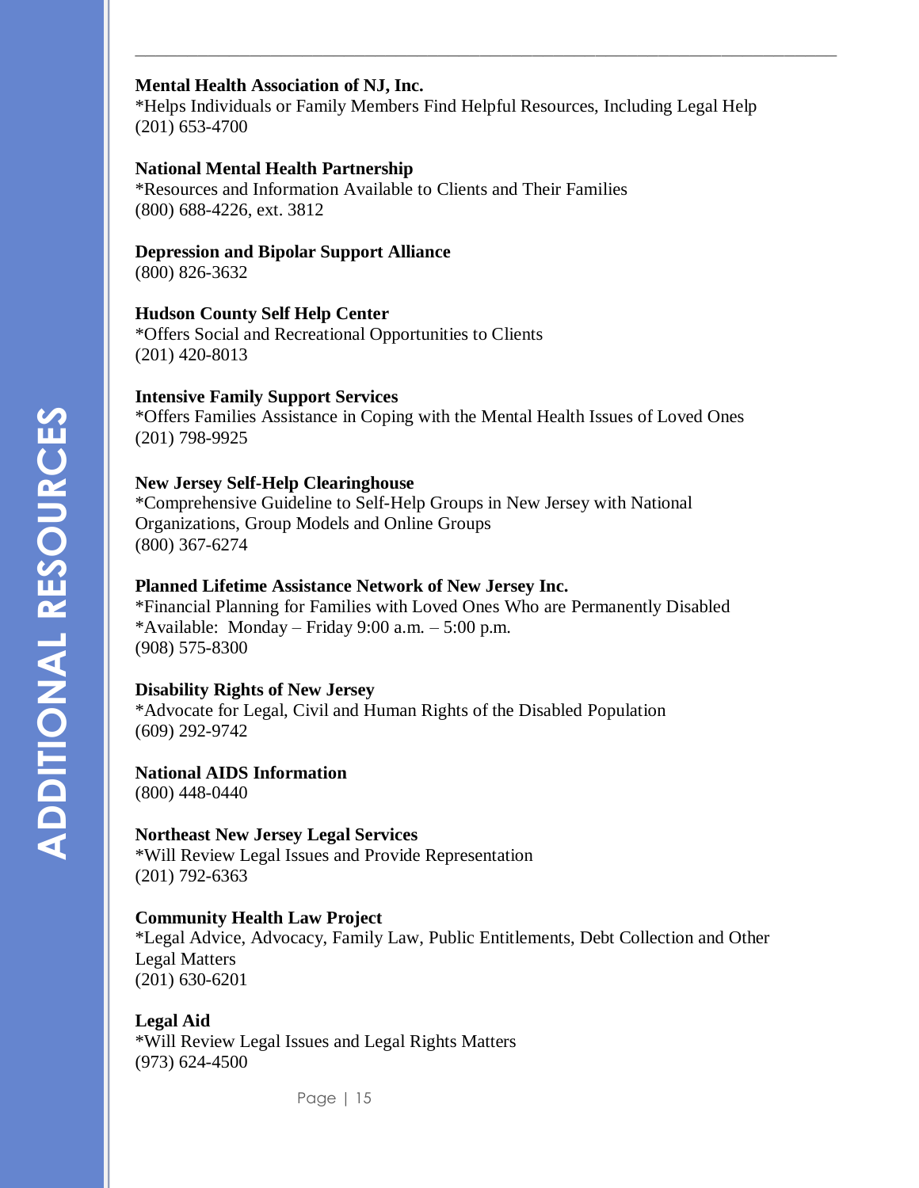**Mental Health Association of NJ, Inc.**
*Helps Individuals or Family Members Find Helpful Resources, Including Legal Help
(201) 653-4700

**National Mental Health Partnership**
*Resources and Information Available to Clients and Their Families
(800) 688-4226, ext. 3812

**Depression and Bipolar Support Alliance**
(800) 826-3632

**Hudson County Self Help Center**
*Offers Social and Recreational Opportunities to Clients
(201) 420-8013

**Intensive Family Support Services**
*Offers Families Assistance in Coping with the Mental Health Issues of Loved Ones
(201) 798-9925

**New Jersey Self-Help Clearinghouse**
*Comprehensive Guideline to Self-Help Groups in New Jersey with National Organizations, Group Models and Online Groups
(800) 367-6274

**Planned Lifetime Assistance Network of New Jersey Inc.**
*Financial Planning for Families with Loved Ones Who are Permanently Disabled
*Available: Monday – Friday 9:00 a.m. – 5:00 p.m.
(908) 575-8300

**Disability Rights of New Jersey**
*Advocate for Legal, Civil and Human Rights of the Disabled Population
(609) 292-9742

**National AIDS Information**
(800) 448-0440

**Northeast New Jersey Legal Services**
*Will Review Legal Issues and Provide Representation
(201) 792-6363

**Community Health Law Project**
*Legal Advice, Advocacy, Family Law, Public Entitlements, Debt Collection and Other Legal Matters
(201) 630-6201

**Legal Aid**
*Will Review Legal Issues and Legal Rights Matters
(973) 624-4500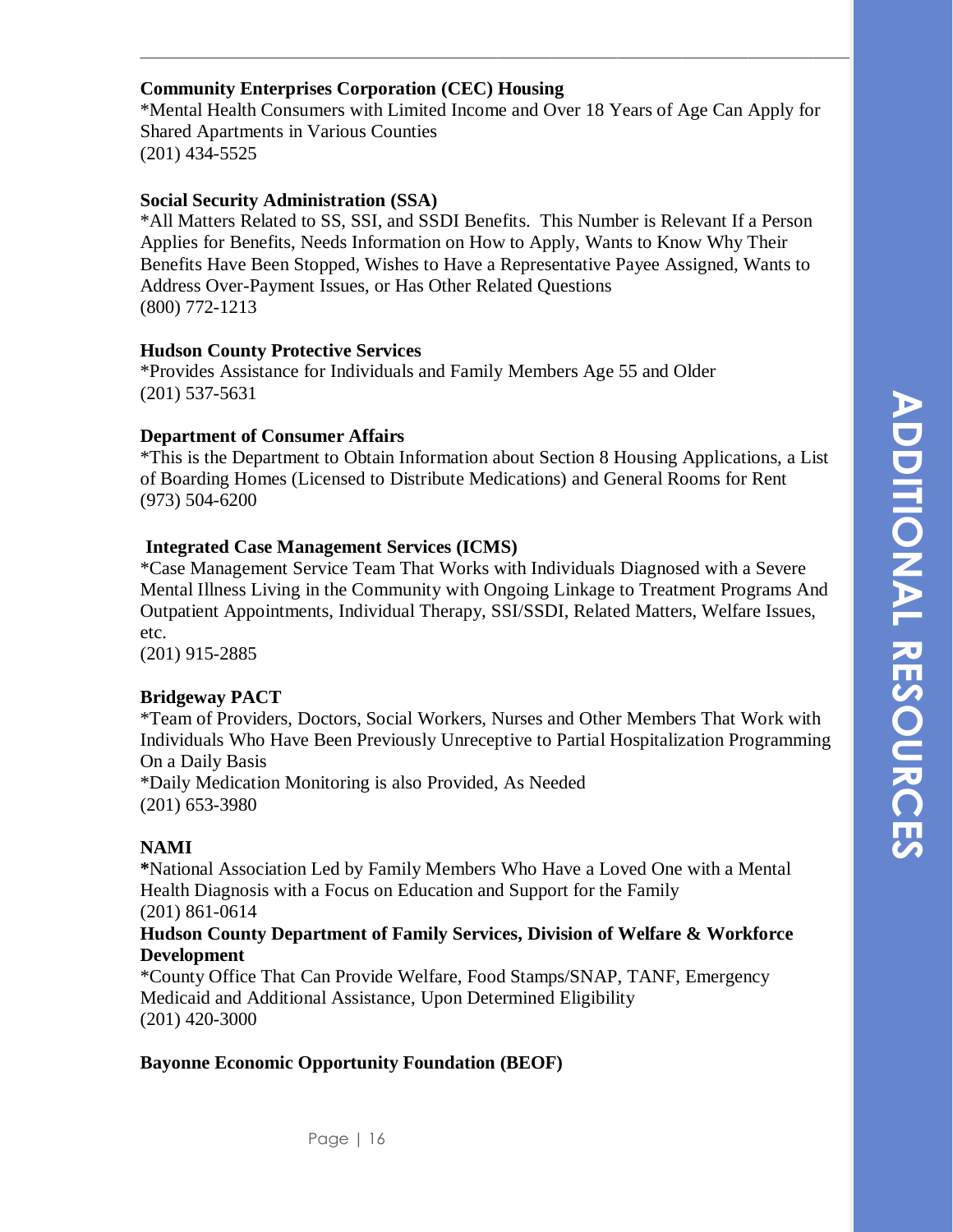**Community Enterprises Corporation (CEC) Housing**
*Mental Health Consumers with Limited Income and Over 18 Years of Age Can Apply for Shared Apartments in Various Counties
(201) 434-5525

**Social Security Administration (SSA)**
*All Matters Related to SS, SSI, and SSDI Benefits. This Number is Relevant If a Person Applies for Benefits, Needs Information on How to Apply, Wants to Know Why Their Benefits Have Been Stopped, Wishes to Have a Representative Payee Assigned, Wants to Address Over-Payment Issues, or Has Other Related Questions
(800) 772-1213

**Hudson County Protective Services**
*Provides Assistance for Individuals and Family Members Age 55 and Older
(201) 537-5631

**Department of Consumer Affairs**
*This is the Department to Obtain Information about Section 8 Housing Applications, a List of Boarding Homes (Licensed to Distribute Medications) and General Rooms for Rent
(973) 504-6200

**Integrated Case Management Services (ICMS)**
*Case Management Service Team That Works with Individuals Diagnosed with a Severe Mental Illness Living in the Community with Ongoing Linkage to Treatment Programs And Outpatient Appointments, Individual Therapy, SSI/SSDI, Related Matters, Welfare Issues, etc.
(201) 915-2885

**Bridgeway PACT**
*Team of Providers, Doctors, Social Workers, Nurses and Other Members That Work with Individuals Who Have Been Previously Unreceptive to Partial Hospitalization Programming On a Daily Basis
*Daily Medication Monitoring is also Provided, As Needed
(201) 653-3980

**NAMI**
*National Association Led by Family Members Who Have a Loved One with a Mental Health Diagnosis with a Focus on Education and Support for the Family
(201) 861-0614

**Hudson County Department of Family Services, Division of Welfare & Workforce Development**
*County Office That Can Provide Welfare, Food Stamps/SNAP, TANF, Emergency Medicaid and Additional Assistance, Upon Determined Eligibility
(201) 420-3000

**Bayonne Economic Opportunity Foundation (BEOF)**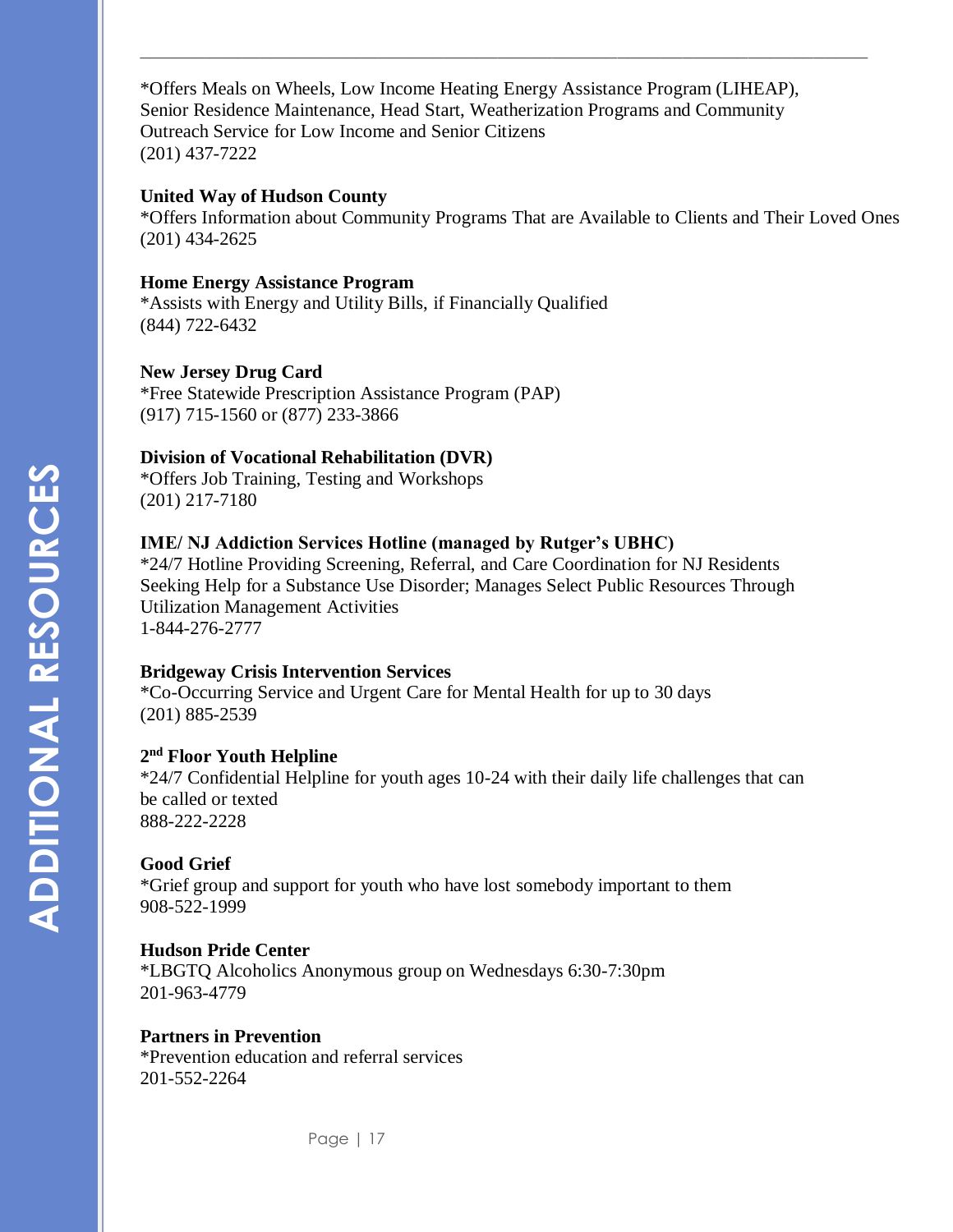*Offers Meals on Wheels, Low Income Heating Energy Assistance Program (LIHEAP), Senior Residence Maintenance, Head Start, Weatherization Programs and Community Outreach Service for Low Income and Senior Citizens
(201) 437-7222

**United Way of Hudson County**
*Offers Information about Community Programs That are Available to Clients and Their Loved Ones
(201) 434-2625

**Home Energy Assistance Program**
*Assists with Energy and Utility Bills, if Financially Qualified
(844) 722-6432

**New Jersey Drug Card**
*Free Statewide Prescription Assistance Program (PAP)
(917) 715-1560 or (877) 233-3866

**Division of Vocational Rehabilitation (DVR)**
*Offers Job Training, Testing and Workshops
(201) 217-7180

**IME/ NJ Addiction Services Hotline (managed by Rutger's UBHC)**
*24/7 Hotline Providing Screening, Referral, and Care Coordination for NJ Residents Seeking Help for a Substance Use Disorder; Manages Select Public Resources Through Utilization Management Activities
1-844-276-2777

**Bridgeway Crisis Intervention Services**
*Co-Occurring Service and Urgent Care for Mental Health for up to 30 days
(201) 885-2539

**2nd Floor Youth Helpline**
*24/7 Confidential Helpline for youth ages 10-24 with their daily life challenges that can be called or texted
888-222-2228

**Good Grief**
*Grief group and support for youth who have lost somebody important to them
908-522-1999

**Hudson Pride Center**
*LBGTQ Alcoholics Anonymous group on Wednesdays 6:30-7:30pm
201-963-4779

**Partners in Prevention**
*Prevention education and referral services
201-552-2264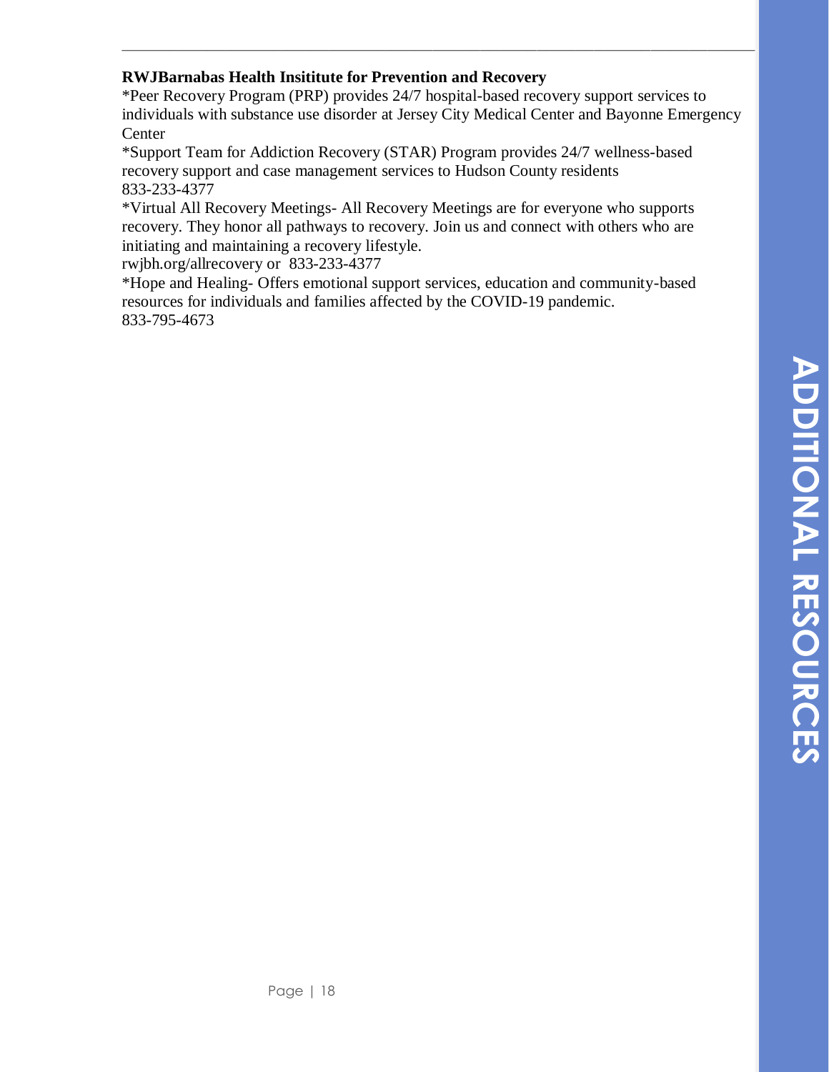**RWJBarnabas Health Insititute for Prevention and Recovery**

*Peer Recovery Program (PRP) provides 24/7 hospital-based recovery support services to individuals with substance use disorder at Jersey City Medical Center and Bayonne Emergency Center

*Support Team for Addiction Recovery (STAR) Program provides 24/7 wellness-based recovery support and case management services to Hudson County residents
833-233-4377

*Virtual All Recovery Meetings- All Recovery Meetings are for everyone who supports recovery. They honor all pathways to recovery. Join us and connect with others who are initiating and maintaining a recovery lifestyle.
rwjbh.org/allrecovery or 833-233-4377

*Hope and Healing- Offers emotional support services, education and community-based resources for individuals and families affected by the COVID-19 pandemic.
833-795-4673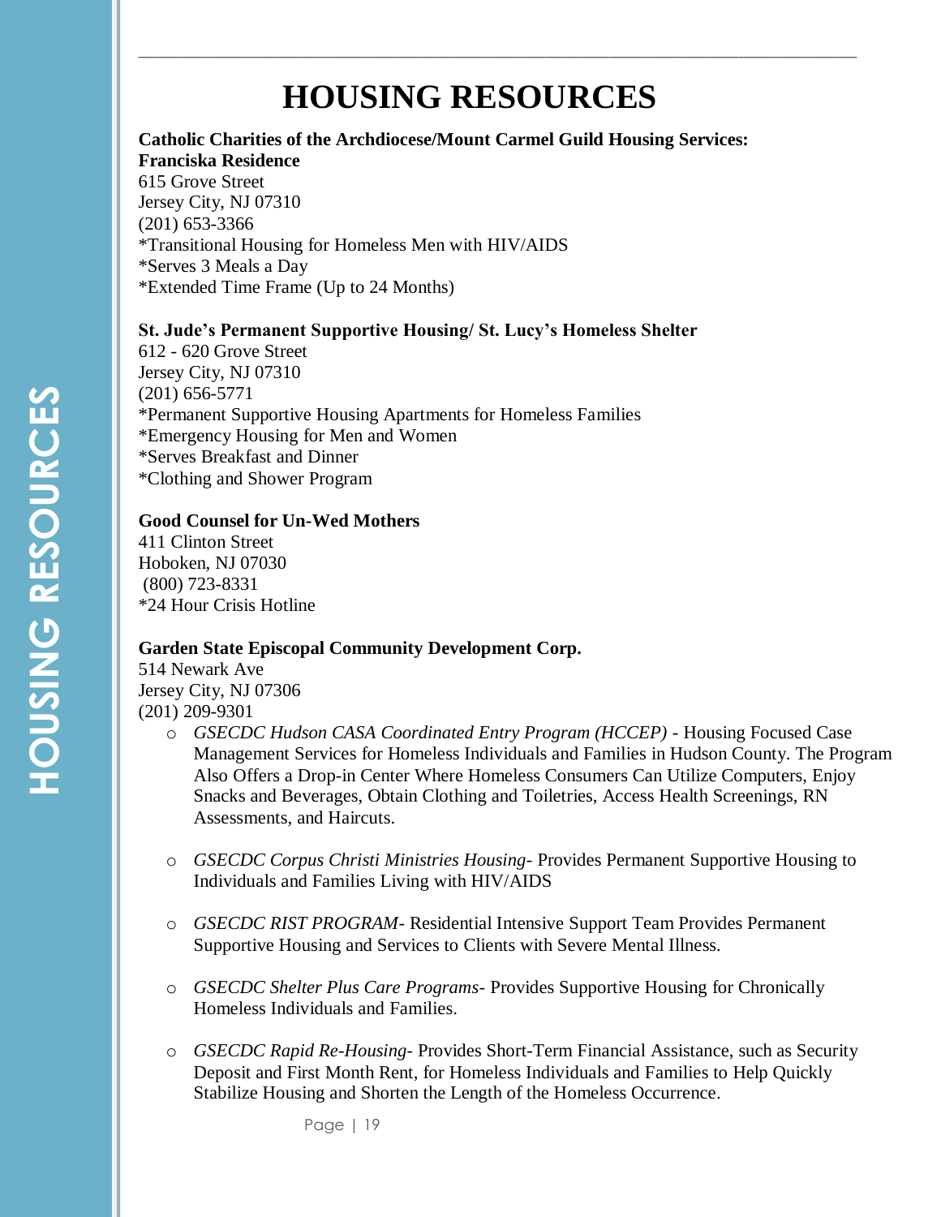# HOUSING RESOURCES

**Catholic Charities of the Archdiocese/Mount Carmel Guild Housing Services: Franciska Residence**
615 Grove Street
Jersey City, NJ 07310
(201) 653-3366
*Transitional Housing for Homeless Men with HIV/AIDS
*Serves 3 Meals a Day
*Extended Time Frame (Up to 24 Months)

**St. Jude's Permanent Supportive Housing/ St. Lucy's Homeless Shelter**
612 - 620 Grove Street
Jersey City, NJ 07310
(201) 656-5771
*Permanent Supportive Housing Apartments for Homeless Families
*Emergency Housing for Men and Women
*Serves Breakfast and Dinner
*Clothing and Shower Program

**Good Counsel for Un-Wed Mothers**
411 Clinton Street
Hoboken, NJ 07030
(800) 723-8331
*24 Hour Crisis Hotline

**Garden State Episcopal Community Development Corp.**
514 Newark Ave
Jersey City, NJ 07306
(201) 209-9301

- *GSECDC Hudson CASA Coordinated Entry Program (HCCEP)* - Housing Focused Case Management Services for Homeless Individuals and Families in Hudson County. The Program Also Offers a Drop-in Center Where Homeless Consumers Can Utilize Computers, Enjoy Snacks and Beverages, Obtain Clothing and Toiletries, Access Health Screenings, RN Assessments, and Haircuts.

- *GSECDC Corpus Christi Ministries Housing*- Provides Permanent Supportive Housing to Individuals and Families Living with HIV/AIDS

- *GSECDC RIST PROGRAM*- Residential Intensive Support Team Provides Permanent Supportive Housing and Services to Clients with Severe Mental Illness.

- *GSECDC Shelter Plus Care Programs*- Provides Supportive Housing for Chronically Homeless Individuals and Families.

- *GSECDC Rapid Re-Housing*- Provides Short-Term Financial Assistance, such as Security Deposit and First Month Rent, for Homeless Individuals and Families to Help Quickly Stabilize Housing and Shorten the Length of the Homeless Occurrence.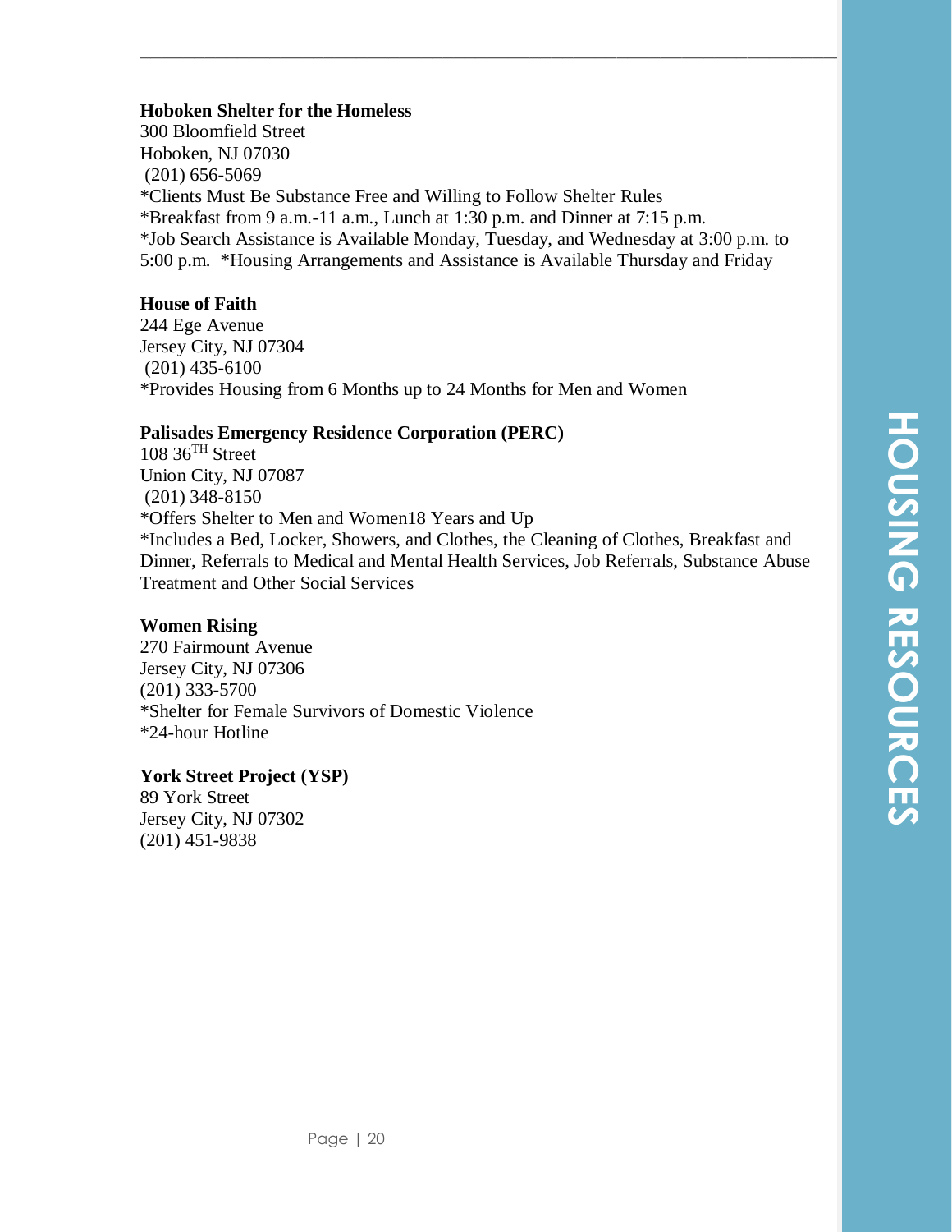**Hoboken Shelter for the Homeless**
300 Bloomfield Street
Hoboken, NJ 07030
(201) 656-5069
*Clients Must Be Substance Free and Willing to Follow Shelter Rules
*Breakfast from 9 a.m.-11 a.m., Lunch at 1:30 p.m. and Dinner at 7:15 p.m.
*Job Search Assistance is Available Monday, Tuesday, and Wednesday at 3:00 p.m. to 5:00 p.m. *Housing Arrangements and Assistance is Available Thursday and Friday

**House of Faith**
244 Ege Avenue
Jersey City, NJ 07304
(201) 435-6100
*Provides Housing from 6 Months up to 24 Months for Men and Women

**Palisades Emergency Residence Corporation (PERC)**
108 36TH Street
Union City, NJ 07087
(201) 348-8150
*Offers Shelter to Men and Women18 Years and Up
*Includes a Bed, Locker, Showers, and Clothes, the Cleaning of Clothes, Breakfast and Dinner, Referrals to Medical and Mental Health Services, Job Referrals, Substance Abuse Treatment and Other Social Services

**Women Rising**
270 Fairmount Avenue
Jersey City, NJ 07306
(201) 333-5700
*Shelter for Female Survivors of Domestic Violence
*24-hour Hotline

**York Street Project (YSP)**
89 York Street
Jersey City, NJ 07302
(201) 451-9838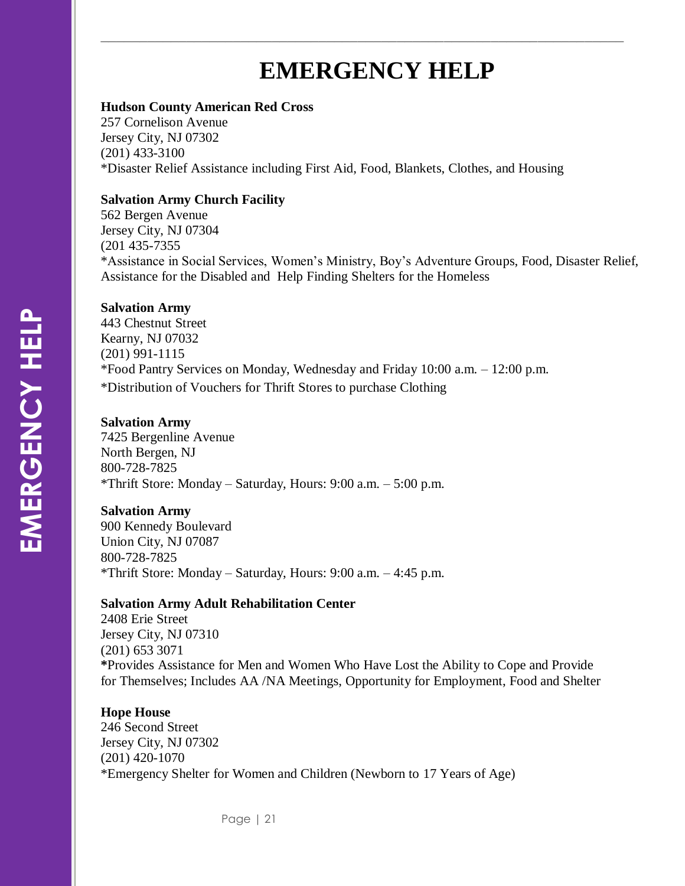# EMERGENCY HELP

**Hudson County American Red Cross**
257 Cornelison Avenue
Jersey City, NJ 07302
(201) 433-3100
*Disaster Relief Assistance including First Aid, Food, Blankets, Clothes, and Housing

**Salvation Army Church Facility**
562 Bergen Avenue
Jersey City, NJ 07304
(201 435-7355
*Assistance in Social Services, Women's Ministry, Boy's Adventure Groups, Food, Disaster Relief, Assistance for the Disabled and Help Finding Shelters for the Homeless

**Salvation Army**
443 Chestnut Street
Kearny, NJ 07032
(201) 991-1115
*Food Pantry Services on Monday, Wednesday and Friday 10:00 a.m. – 12:00 p.m.
*Distribution of Vouchers for Thrift Stores to purchase Clothing

**Salvation Army**
7425 Bergenline Avenue
North Bergen, NJ
800-728-7825
*Thrift Store: Monday – Saturday, Hours: 9:00 a.m. – 5:00 p.m.

**Salvation Army**
900 Kennedy Boulevard
Union City, NJ 07087
800-728-7825
*Thrift Store: Monday – Saturday, Hours: 9:00 a.m. – 4:45 p.m.

**Salvation Army Adult Rehabilitation Center**
2408 Erie Street
Jersey City, NJ 07310
(201) 653 3071
***Provides Assistance for Men and Women Who Have Lost the Ability to Cope and Provide for Themselves; Includes AA /NA Meetings, Opportunity for Employment, Food and Shelter

**Hope House**
246 Second Street
Jersey City, NJ 07302
(201) 420-1070
*Emergency Shelter for Women and Children (Newborn to 17 Years of Age)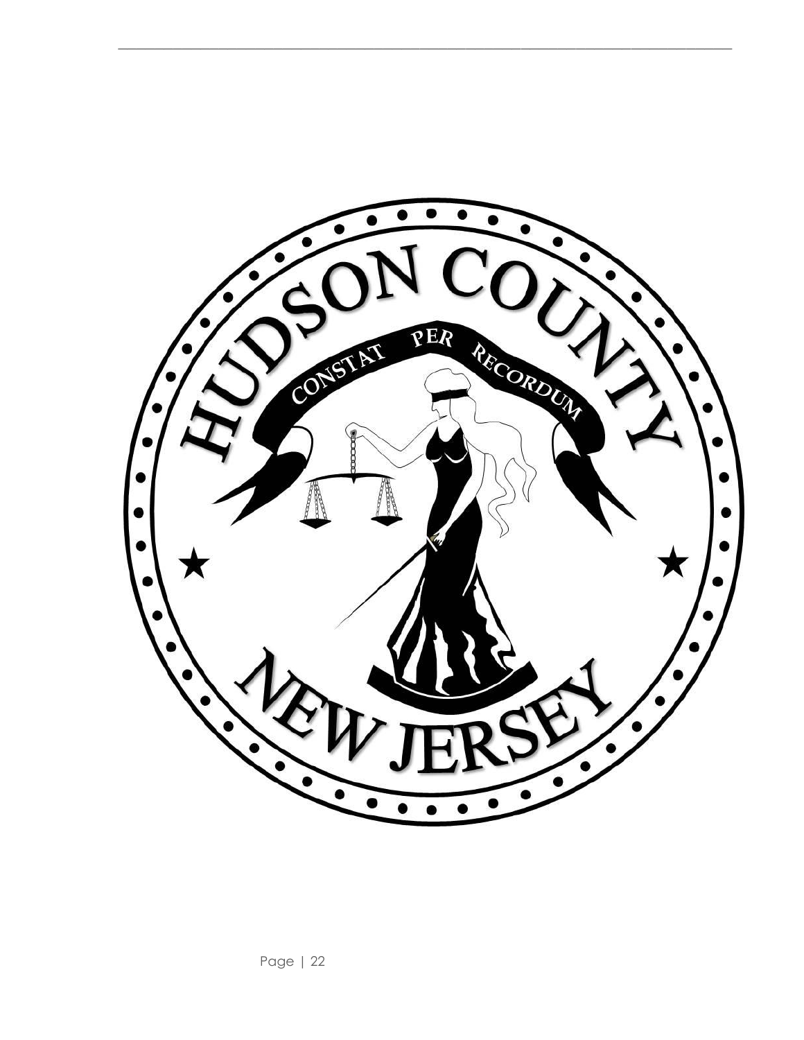HUDSON COUNTY

CONSTAT PER RECORDUM

NEW JERSEY